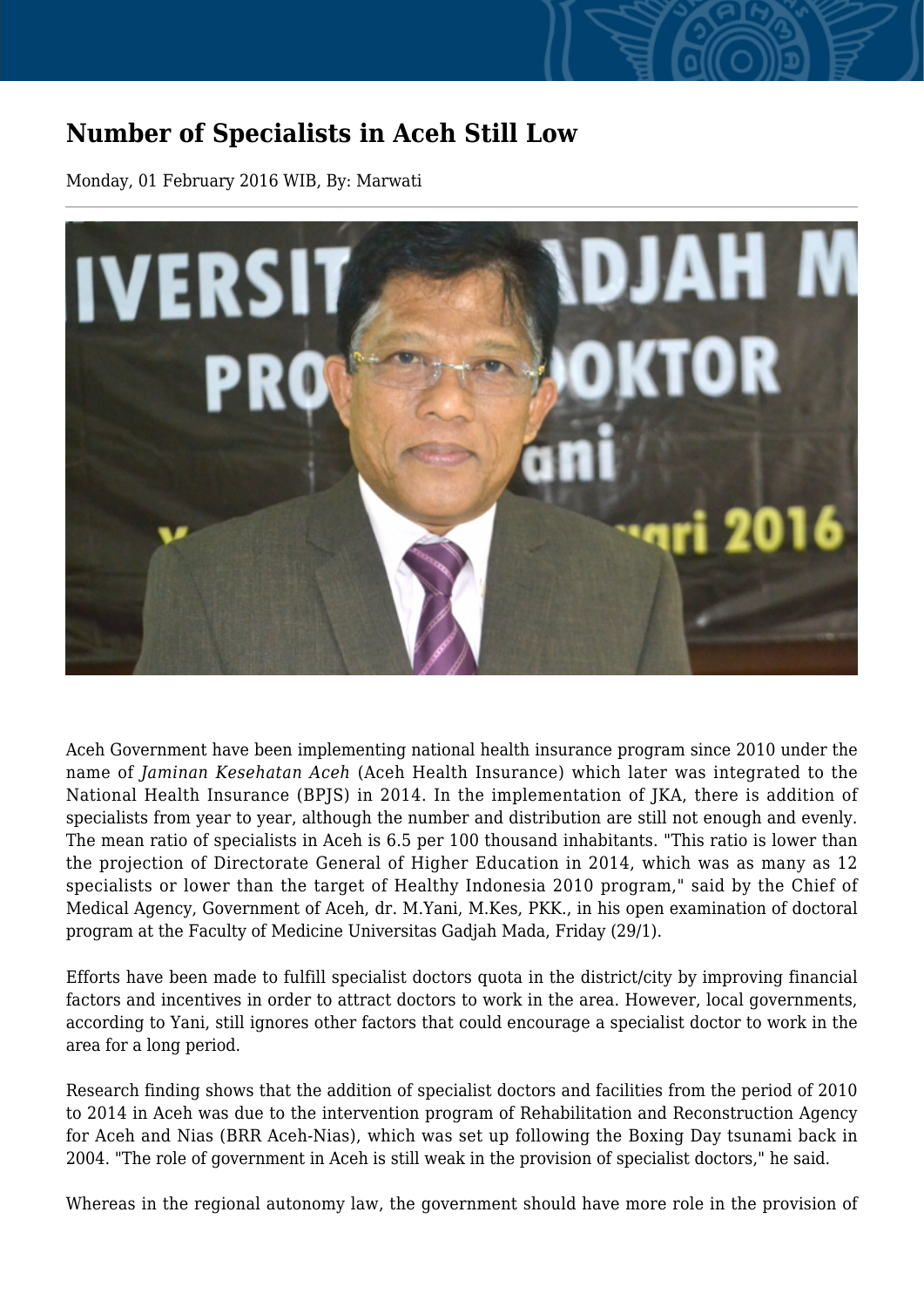# Number of Specialists in Aceh Still Low

Monday, 01 February 2016 WIB, By: Marwati

Aceh Government have been implementing national health insurance program since 2010 under the name of *Jaminan Kesehatan Aceh* (Aceh Health Insurance) which later was integrated to the National Health Insurance (BPJS) in 2014. In the implementation of JKA, there is addition of specialists from year to year, although the number and distribution are still not enough and evenly. The mean ratio of specialists in Aceh is 6.5 per 100 thousand inhabitants. "This ratio is lower than the projection of Directorate General of Higher Education in 2014, which was as many as 12 specialists or lower than the target of Healthy Indonesia 2010 program," said by the Chief of Medical Agency, Government of Aceh, dr. M.Yani, M.Kes, PKK., in his open examination of doctoral program at the Faculty of Medicine Universitas Gadjah Mada, Friday (29/1).

Efforts have been made to fulfill specialist doctors quota in the district/city by improving financial factors and incentives in order to attract doctors to work in the area. However, local governments, according to Yani, still ignores other factors that could encourage a specialist doctor to work in the area for a long period.

Research finding shows that the addition of specialist doctors and facilities from the period of 2010 to 2014 in Aceh was due to the intervention program of Rehabilitation and Reconstruction Agency for Aceh and Nias (BRR Aceh-Nias), which was set up following the Boxing Day tsunami back in 2004. "The role of government in Aceh is still weak in the provision of specialist doctors," he said.

Whereas in the regional autonomy law, the government should have more role in the provision of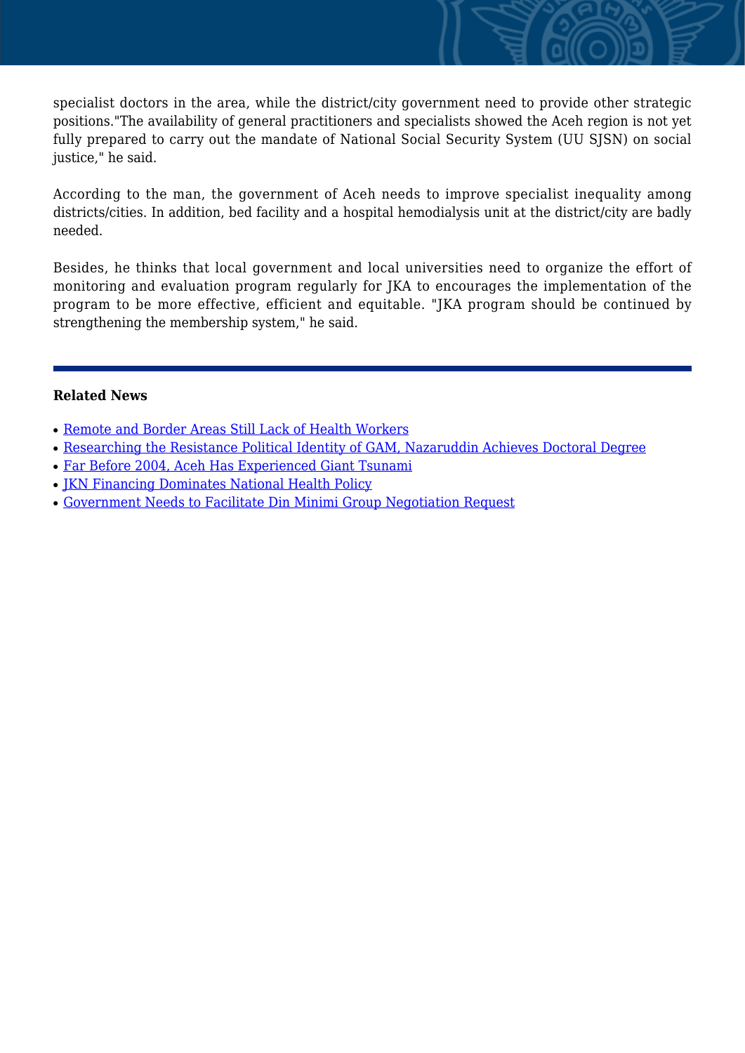specialist doctors in the area, while the district/city government need to provide other strategic positions."The availability of general practitioners and specialists showed the Aceh region is not yet fully prepared to carry out the mandate of National Social Security System (UU SJSN) on social justice," he said.

According to the man, the government of Aceh needs to improve specialist inequality among districts/cities. In addition, bed facility and a hospital hemodialysis unit at the district/city are badly needed.

Besides, he thinks that local government and local universities need to organize the effort of monitoring and evaluation program regularly for JKA to encourages the implementation of the program to be more effective, efficient and equitable. "JKA program should be continued by strengthening the membership system," he said.

---

**Related News**

- Remote and Border Areas Still Lack of Health Workers
- Researching the Resistance Political Identity of GAM, Nazaruddin Achieves Doctoral Degree
- Far Before 2004, Aceh Has Experienced Giant Tsunami
- JKN Financing Dominates National Health Policy
- Government Needs to Facilitate Din Minimi Group Negotiation Request